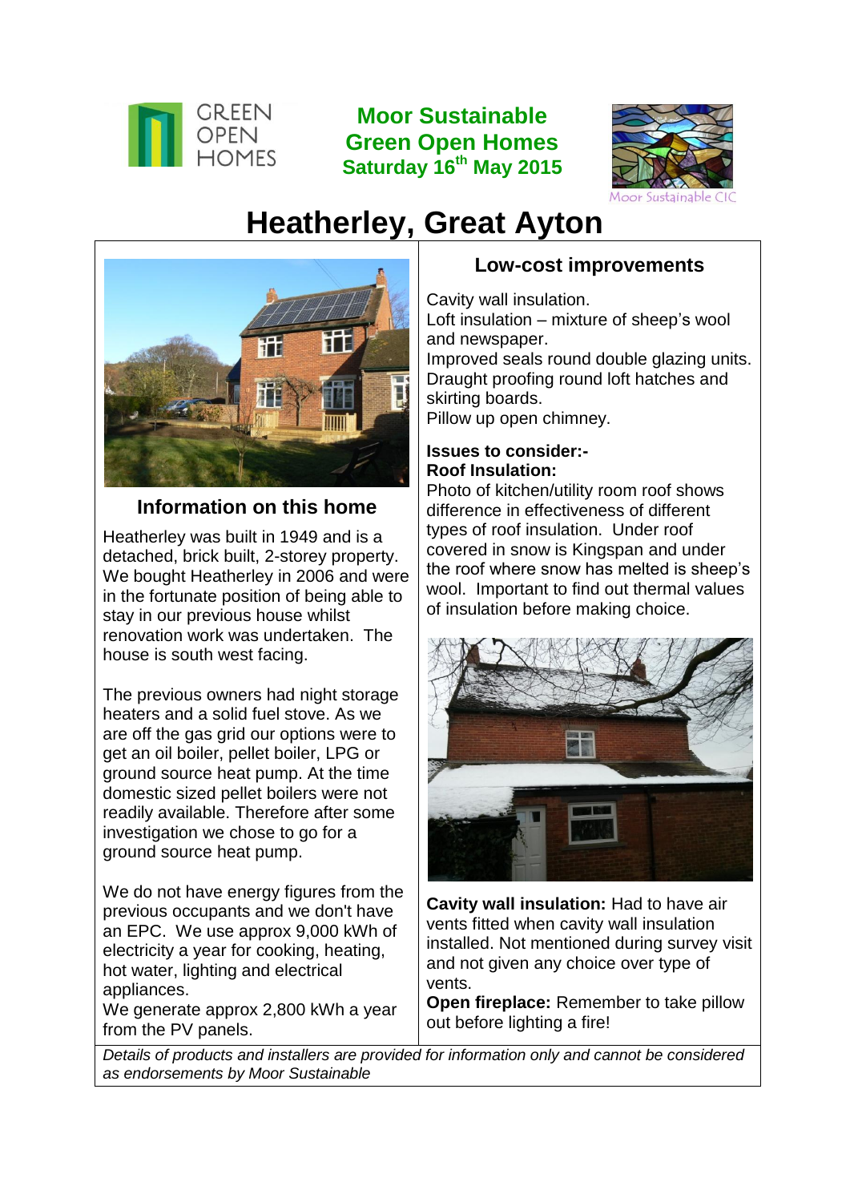GREEN OPEN HOMES

**Moor Sustainable**
**Green Open Homes**
**Saturday 16th May 2015**

Moor Sustainable CIC

# Heatherley, Great Ayton

## Information on this home

Heatherley was built in 1949 and is a detached, brick built, 2-storey property. We bought Heatherley in 2006 and were in the fortunate position of being able to stay in our previous house whilst renovation work was undertaken. The house is south west facing.

The previous owners had night storage heaters and a solid fuel stove. As we are off the gas grid our options were to get an oil boiler, pellet boiler, LPG or ground source heat pump. At the time domestic sized pellet boilers were not readily available. Therefore after some investigation we chose to go for a ground source heat pump.

We do not have energy figures from the previous occupants and we don't have an EPC. We use approx 9,000 kWh of electricity a year for cooking, heating, hot water, lighting and electrical appliances.
We generate approx 2,800 kWh a year from the PV panels.

## Low-cost improvements

Cavity wall insulation.
Loft insulation – mixture of sheep's wool and newspaper.
Improved seals round double glazing units.
Draught proofing round loft hatches and skirting boards.
Pillow up open chimney.

**Issues to consider:-**
**Roof Insulation:**
Photo of kitchen/utility room roof shows difference in effectiveness of different types of roof insulation. Under roof covered in snow is Kingspan and under the roof where snow has melted is sheep's wool. Important to find out thermal values of insulation before making choice.

**Cavity wall insulation:** Had to have air vents fitted when cavity wall insulation installed. Not mentioned during survey visit and not given any choice over type of vents.
**Open fireplace:** Remember to take pillow out before lighting a fire!

*Details of products and installers are provided for information only and cannot be considered as endorsements by Moor Sustainable*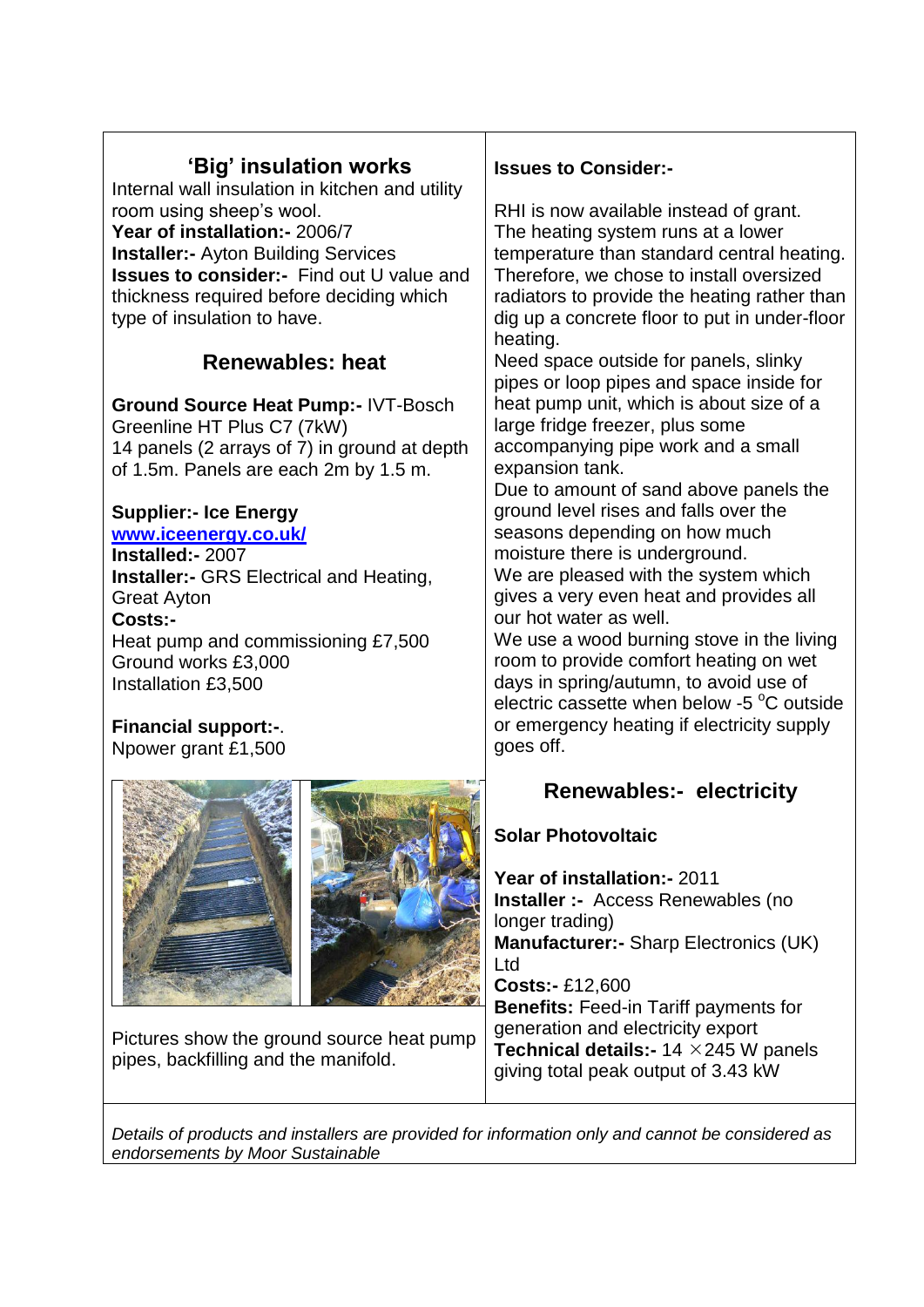## 'Big' insulation works

Internal wall insulation in kitchen and utility room using sheep's wool.
**Year of installation:-** 2006/7
**Installer:-** Ayton Building Services
**Issues to consider:-** Find out U value and thickness required before deciding which type of insulation to have.

## Renewables: heat

**Ground Source Heat Pump:-** IVT-Bosch Greenline HT Plus C7 (7kW)
14 panels (2 arrays of 7) in ground at depth of 1.5m. Panels are each 2m by 1.5 m.

**Supplier:- Ice Energy**
**www.iceenergy.co.uk/**
**Installed:-** 2007
**Installer:-** GRS Electrical and Heating, Great Ayton
**Costs:-**
Heat pump and commissioning £7,500
Ground works £3,000
Installation £3,500

**Financial support:-**.
Npower grant £1,500

Pictures show the ground source heat pump pipes, backfilling and the manifold.

**Issues to Consider:-**

RHI is now available instead of grant.
The heating system runs at a lower temperature than standard central heating. Therefore, we chose to install oversized radiators to provide the heating rather than dig up a concrete floor to put in under-floor heating.
Need space outside for panels, slinky pipes or loop pipes and space inside for heat pump unit, which is about size of a large fridge freezer, plus some accompanying pipe work and a small expansion tank.
Due to amount of sand above panels the ground level rises and falls over the seasons depending on how much moisture there is underground.
We are pleased with the system which gives a very even heat and provides all our hot water as well.
We use a wood burning stove in the living room to provide comfort heating on wet days in spring/autumn, to avoid use of electric cassette when below -5 °C outside or emergency heating if electricity supply goes off.

## Renewables:- electricity

**Solar Photovoltaic**

**Year of installation:-** 2011
**Installer :-** Access Renewables (no longer trading)
**Manufacturer:-** Sharp Electronics (UK) Ltd
**Costs:-** £12,600
**Benefits:** Feed-in Tariff payments for generation and electricity export
**Technical details:-** 14 $\times$245 W panels giving total peak output of 3.43 kW

*Details of products and installers are provided for information only and cannot be considered as endorsements by Moor Sustainable*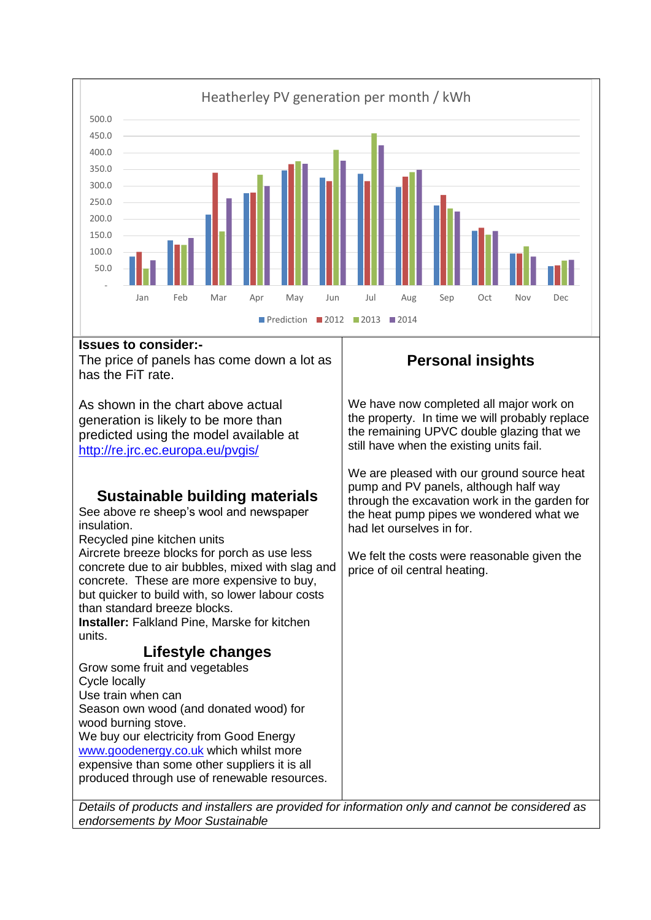Heatherley PV generation per month / kWh

500.0
450.0
400.0
350.0
300.0
250.0
200.0
150.0
100.0
50.0
-

Jan Feb Mar Apr May Jun Jul Aug Sep Oct Nov Dec

Prediction 2012 2013 2014

**Issues to consider:-**

The price of panels has come down a lot as has the FiT rate.

As shown in the chart above actual generation is likely to be more than predicted using the model available at http://re.jrc.ec.europa.eu/pvgis/

## Sustainable building materials

See above re sheep's wool and newspaper insulation.
Recycled pine kitchen units
Aircrete breeze blocks for porch as use less concrete due to air bubbles, mixed with slag and concrete. These are more expensive to buy, but quicker to build with, so lower labour costs than standard breeze blocks.
**Installer:** Falkland Pine, Marske for kitchen units.

## Lifestyle changes

Grow some fruit and vegetables
Cycle locally
Use train when can
Season own wood (and donated wood) for wood burning stove.
We buy our electricity from Good Energy www.goodenergy.co.uk which whilst more expensive than some other suppliers it is all produced through use of renewable resources.

## Personal insights

We have now completed all major work on the property. In time we will probably replace the remaining UPVC double glazing that we still have when the existing units fail.

We are pleased with our ground source heat pump and PV panels, although half way through the excavation work in the garden for the heat pump pipes we wondered what we had let ourselves in for.

We felt the costs were reasonable given the price of oil central heating.

*Details of products and installers are provided for information only and cannot be considered as endorsements by Moor Sustainable*